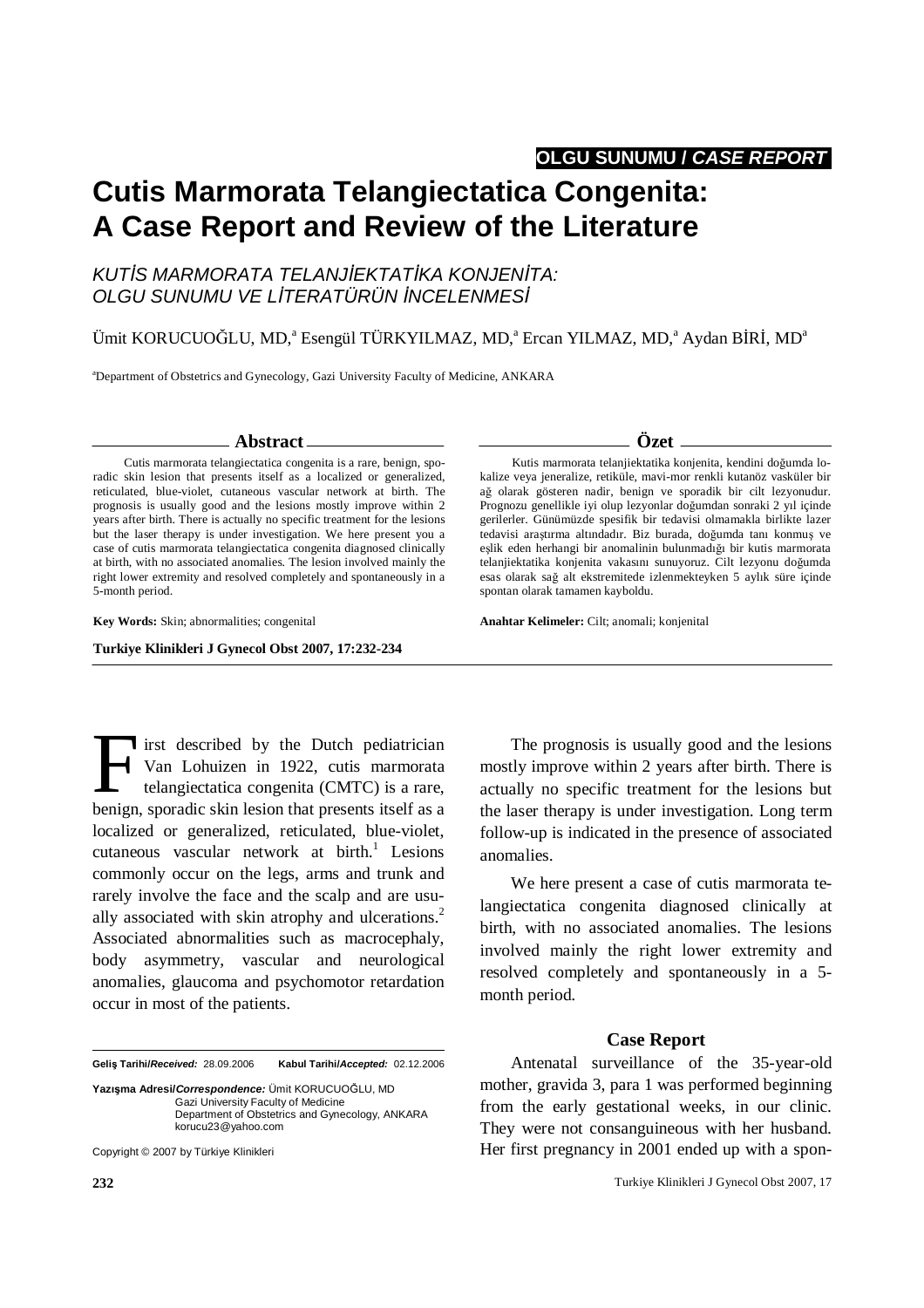OLGU SUNUMU / *CASE REPORT*

# Cutis Marmorata Telangiectatica Congenita: A Case Report and Review of the Literature

*KUTİS MARMORATA TELANJİEKTATİKA KONJENİTA: OLGU SUNUMU VE LİTERATÜRÜN İNCELENMESİ*

Ümit KORUCUOĞLU, MD,[a] Esengül TÜRKYILMAZ, MD,[a] Ercan YILMAZ, MD,[a] Aydan BİRİ, MD[a]

[a]Department of Obstetrics and Gynecology, Gazi University Faculty of Medicine, ANKARA

## Abstract

Cutis marmorata telangiectatica congenita is a rare, benign, sporadic skin lesion that presents itself as a localized or generalized, reticulated, blue-violet, cutaneous vascular network at birth. The prognosis is usually good and the lesions mostly improve within 2 years after birth. There is actually no specific treatment for the lesions but the laser therapy is under investigation. We here present you a case of cutis marmorata telangiectatica congenita diagnosed clinically at birth, with no associated anomalies. The lesion involved mainly the right lower extremity and resolved completely and spontaneously in a 5-month period.

**Key Words:** Skin; abnormalities; congenital

**Turkiye Klinikleri J Gynecol Obst 2007, 17:232-234**

## Özet

Kutis marmorata telanjiektatika konjenita, kendini doğumda lokalize veya jeneralize, retiküle, mavi-mor renkli kutanöz vasküler bir ağ olarak gösteren nadir, benign ve sporadik bir cilt lezyonudur. Prognozu genellikle iyi olup lezyonlar doğumdan sonraki 2 yıl içinde gerilerler. Günümüzde spesifik bir tedavisi olmamakla birlikte lazer tedavisi araştırma altındadır. Biz burada, doğumda tanı konmuş ve eşlik eden herhangi bir anomalinin bulunmadığı bir kutis marmorata telanjiektatika konjenita vakasını sunuyoruz. Cilt lezyonu doğumda esas olarak sağ alt ekstremitede izlenmekteyken 5 aylık süre içinde spontan olarak tamamen kayboldu.

**Anahtar Kelimeler:** Cilt; anomali; konjenital

---

First described by the Dutch pediatrician Van Lohuizen in 1922, cutis marmorata telangiectatica congenita (CMTC) is a rare, benign, sporadic skin lesion that presents itself as a localized or generalized, reticulated, blue-violet, cutaneous vascular network at birth.[1] Lesions commonly occur on the legs, arms and trunk and rarely involve the face and the scalp and are usually associated with skin atrophy and ulcerations.[2] Associated abnormalities such as macrocephaly, body asymmetry, vascular and neurological anomalies, glaucoma and psychomotor retardation occur in most of the patients.

The prognosis is usually good and the lesions mostly improve within 2 years after birth. There is actually no specific treatment for the lesions but the laser therapy is under investigation. Long term follow-up is indicated in the presence of associated anomalies.

We here present a case of cutis marmorata telangiectatica congenita diagnosed clinically at birth, with no associated anomalies. The lesions involved mainly the right lower extremity and resolved completely and spontaneously in a 5-month period.

## Case Report

Antenatal surveillance of the 35-year-old mother, gravida 3, para 1 was performed beginning from the early gestational weeks, in our clinic. They were not consanguineous with her husband. Her first pregnancy in 2001 ended up with a spon-

---

**Geliş Tarihi/*Received:*** 28.09.2006 **Kabul Tarihi/*Accepted:*** 02.12.2006

**Yazışma Adresi/*Correspondence:*** Ümit KORUCUOĞLU, MD
Gazi University Faculty of Medicine
Department of Obstetrics and Gynecology, ANKARA
korucu23@yahoo.com

Copyright © 2007 by Türkiye Klinikleri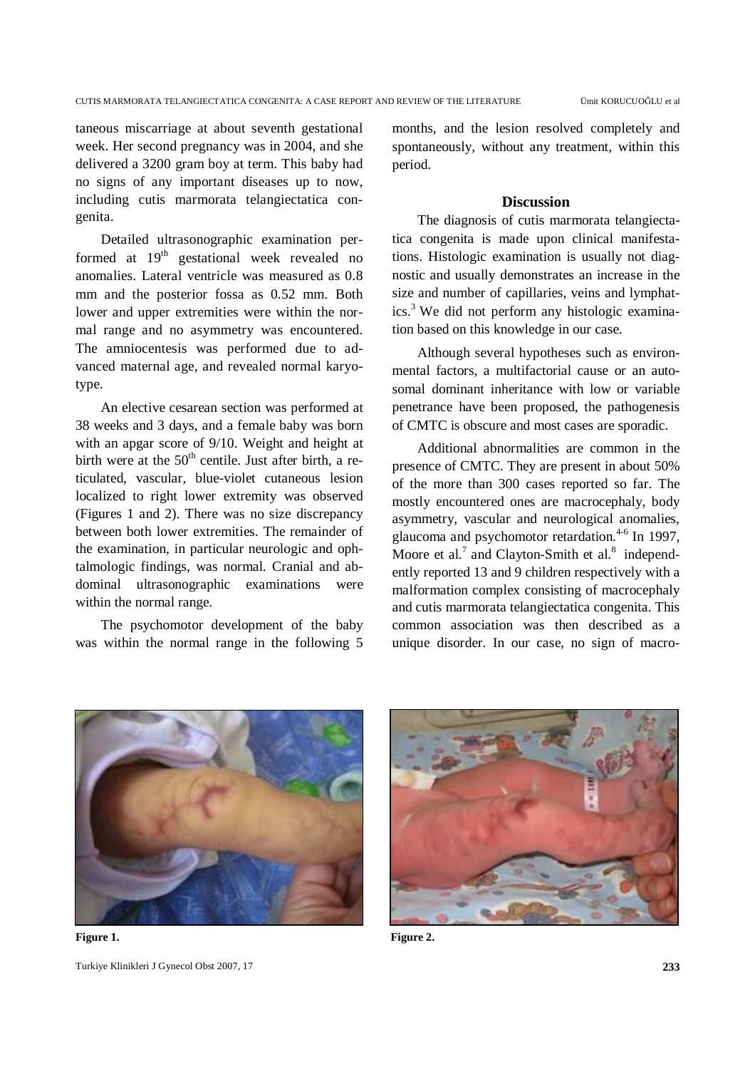taneous miscarriage at about seventh gestational week. Her second pregnancy was in 2004, and she delivered a 3200 gram boy at term. This baby had no signs of any important diseases up to now, including cutis marmorata telangiectatica congenita.

Detailed ultrasonographic examination performed at $19^{th}$ gestational week revealed no anomalies. Lateral ventricle was measured as 0.8 mm and the posterior fossa as 0.52 mm. Both lower and upper extremities were within the normal range and no asymmetry was encountered. The amniocentesis was performed due to advanced maternal age, and revealed normal karyotype.

An elective cesarean section was performed at 38 weeks and 3 days, and a female baby was born with an apgar score of 9/10. Weight and height at birth were at the $50^{th}$ centile. Just after birth, a reticulated, vascular, blue-violet cutaneous lesion localized to right lower extremity was observed (Figures 1 and 2). There was no size discrepancy between both lower extremities. The remainder of the examination, in particular neurologic and ophtalmologic findings, was normal. Cranial and abdominal ultrasonographic examinations were within the normal range.

The psychomotor development of the baby was within the normal range in the following 5 months, and the lesion resolved completely and spontaneously, without any treatment, within this period.

## Discussion

The diagnosis of cutis marmorata telangiectatica congenita is made upon clinical manifestations. Histologic examination is usually not diagnostic and usually demonstrates an increase in the size and number of capillaries, veins and lymphatics.[3] We did not perform any histologic examination based on this knowledge in our case.

Although several hypotheses such as environmental factors, a multifactorial cause or an autosomal dominant inheritance with low or variable penetrance have been proposed, the pathogenesis of CMTC is obscure and most cases are sporadic.

Additional abnormalities are common in the presence of CMTC. They are present in about 50% of the more than 300 cases reported so far. The mostly encountered ones are macrocephaly, body asymmetry, vascular and neurological anomalies, glaucoma and psychomotor retardation.[4-6] In 1997, Moore et al.[7] and Clayton-Smith et al.[8] independently reported 13 and 9 children respectively with a malformation complex consisting of macrocephaly and cutis marmorata telangiectatica congenita. This common association was then described as a unique disorder. In our case, no sign of macro-

**Figure 1.**

**Figure 2.**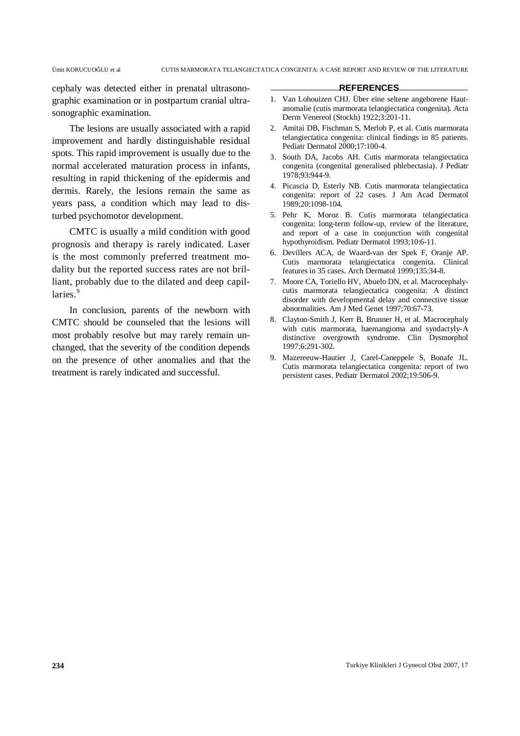cephaly was detected either in prenatal ultrasonographic examination or in postpartum cranial ultrasonographic examination.

The lesions are usually associated with a rapid improvement and hardly distinguishable residual spots. This rapid improvement is usually due to the normal accelerated maturation process in infants, resulting in rapid thickening of the epidermis and dermis. Rarely, the lesions remain the same as years pass, a condition which may lead to disturbed psychomotor development.

CMTC is usually a mild condition with good prognosis and therapy is rarely indicated. Laser is the most commonly preferred treatment modality but the reported success rates are not brilliant, probably due to the dilated and deep capillaries.[9]

In conclusion, parents of the newborn with CMTC should be counseled that the lesions will most probably resolve but may rarely remain unchanged, that the severity of the condition depends on the presence of other anomalies and that the treatment is rarely indicated and successful.

## REFERENCES

1. Van Lohouizen CHJ. Über eine seltene angeborene Hautanomalie (cutis marmorata telangiectatica congenita). Acta Derm Venereol (Stockh) 1922;3:201-11.
2. Amitai DB, Fischman S, Merlob P, et al. Cutis marmorata telangiectatica congenita: clinical findings in 85 patients. Pediatr Dermatol 2000;17:100-4.
3. South DA, Jacobs AH. Cutis marmorata telangiectatica congenita (congenital generalised phlebectasia). J Pediatr 1978;93:944-9.
4. Picascia D, Esterly NB. Cutis marmorata telangiectatica congenita: report of 22 cases. J Am Acad Dermatol 1989;20:1098-104.
5. Pehr K, Moroz B. Cutis marmorata telangiectatica congenita: long-term follow-up, review of the literature, and report of a case in conjunction with congenital hypothyroidism. Pediatr Dermatol 1993;10:6-11.
6. Devillers ACA, de Waard-van der Spek F, Oranje AP. Cutis marmorata telangiectatica congenita. Clinical features in 35 cases. Arch Dermatol 1999;135:34-8.
7. Moore CA, Toriello HV, Abuelo DN, et al. Macrocephaly-cutis marmorata telangiectatica congenita: A distinct disorder with developmental delay and connective tissue abnormalities. Am J Med Genet 1997;70:67-73.
8. Clayton-Smith J, Kerr B, Brunner H, et al. Macrocephaly with cutis marmorata, haemangioma and syndactyly-A distinctive overgrowth syndrome. Clin Dysmorphol 1997;6:291-302.
9. Mazereeuw-Hautier J, Carel-Caneppele S, Bonafe JL. Cutis marmorata telangiectatica congenita: report of two persistent cases. Pediatr Dermatol 2002;19:506-9.